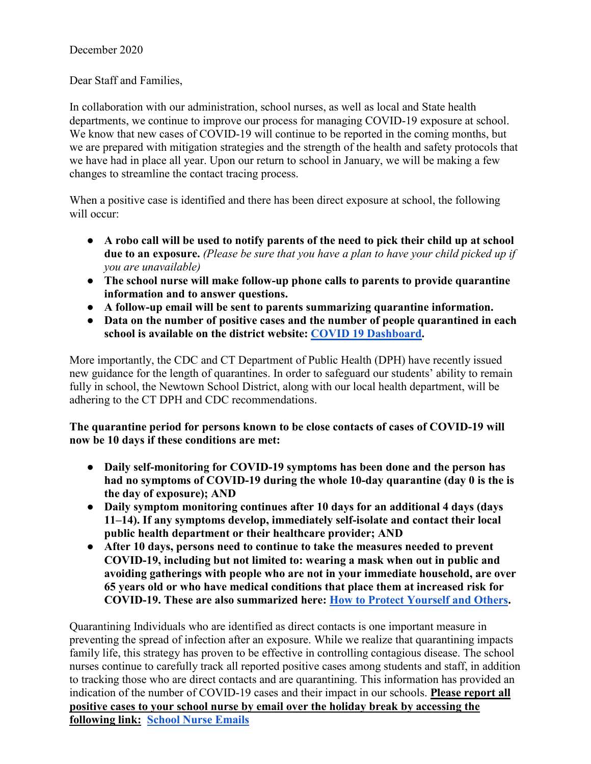December 2020

Dear Staff and Families,

In collaboration with our administration, school nurses, as well as local and State health departments, we continue to improve our process for managing COVID-19 exposure at school. We know that new cases of COVID-19 will continue to be reported in the coming months, but we are prepared with mitigation strategies and the strength of the health and safety protocols that we have had in place all year. Upon our return to school in January, we will be making a few changes to streamline the contact tracing process.

When a positive case is identified and there has been direct exposure at school, the following will occur:

- **A robo call will be used to notify parents of the need to pick their child up at school due to an exposure.** *(Please be sure that you have a plan to have your child picked up if you are unavailable)*
- **The school nurse will make follow-up phone calls to parents to provide quarantine information and to answer questions.**
- **A follow-up email will be sent to parents summarizing quarantine information.**
- **Data on the number of positive cases and the number of people quarantined in each school is available on the district website: [COVID 19 Dashboard](#).**

More importantly, the CDC and CT Department of Public Health (DPH) have recently issued new guidance for the length of quarantines. In order to safeguard our students' ability to remain fully in school, the Newtown School District, along with our local health department, will be adhering to the CT DPH and CDC recommendations.

**The quarantine period for persons known to be close contacts of cases of COVID-19 will now be 10 days if these conditions are met:**

- **Daily self-monitoring for COVID-19 symptoms has been done and the person has had no symptoms of COVID-19 during the whole 10-day quarantine (day 0 is the is the day of exposure); AND**
- **Daily symptom monitoring continues after 10 days for an additional 4 days (days 11–14). If any symptoms develop, immediately self-isolate and contact their local public health department or their healthcare provider; AND**
- **After 10 days, persons need to continue to take the measures needed to prevent COVID-19, including but not limited to: wearing a mask when out in public and avoiding gatherings with people who are not in your immediate household, are over 65 years old or who have medical conditions that place them at increased risk for COVID-19. These are also summarized here: [How to Protect Yourself and Others](#).**

Quarantining Individuals who are identified as direct contacts is one important measure in preventing the spread of infection after an exposure. While we realize that quarantining impacts family life, this strategy has proven to be effective in controlling contagious disease. The school nurses continue to carefully track all reported positive cases among students and staff, in addition to tracking those who are direct contacts and are quarantining. This information has provided an indication of the number of COVID-19 cases and their impact in our schools. **Please report all positive cases to your school nurse by email over the holiday break by accessing the following link:** [School Nurse Emails](#)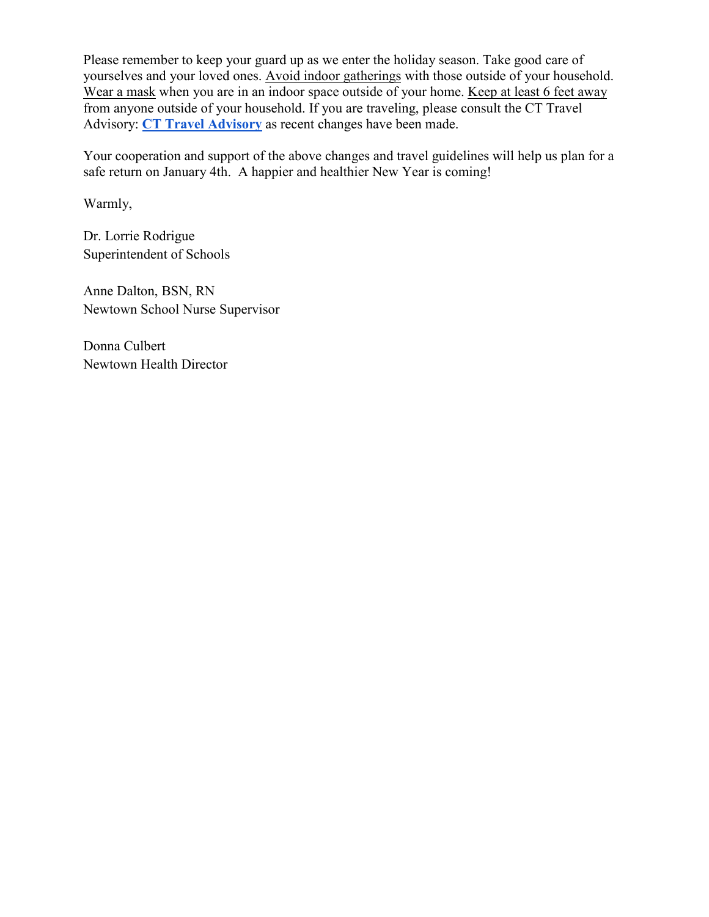Please remember to keep your guard up as we enter the holiday season. Take good care of yourselves and your loved ones. Avoid indoor gatherings with those outside of your household. Wear a mask when you are in an indoor space outside of your home. Keep at least 6 feet away from anyone outside of your household. If you are traveling, please consult the CT Travel Advisory: **CT Travel Advisory** as recent changes have been made.

Your cooperation and support of the above changes and travel guidelines will help us plan for a safe return on January 4th. A happier and healthier New Year is coming!

Warmly,

Dr. Lorrie Rodrigue
Superintendent of Schools

Anne Dalton, BSN, RN
Newtown School Nurse Supervisor

Donna Culbert
Newtown Health Director